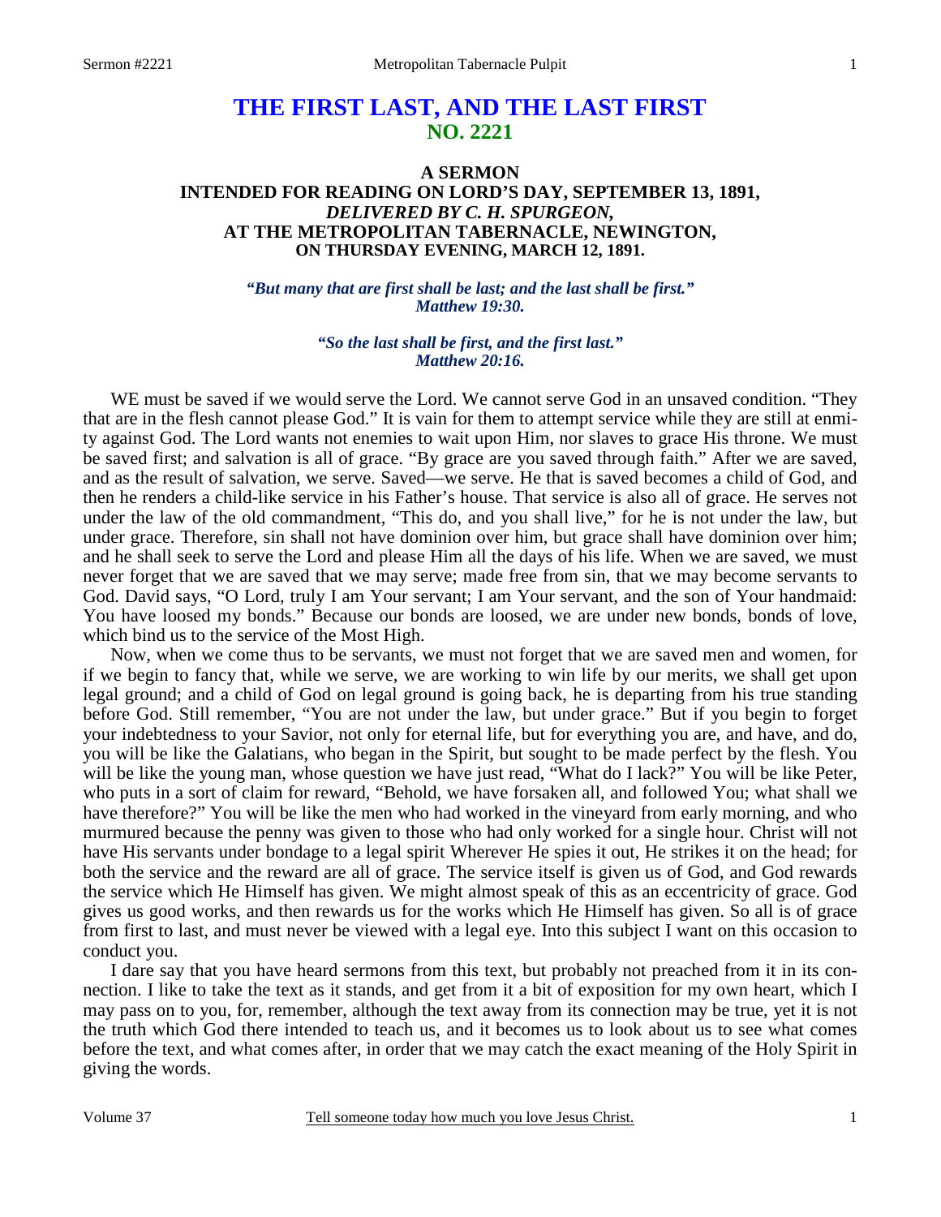# THE FIRST LAST, AND THE LAST FIRST
## NO. 2221

### A SERMON
### INTENDED FOR READING ON LORD'S DAY, SEPTEMBER 13, 1891,
### *DELIVERED BY C. H. SPURGEON,*
### AT THE METROPOLITAN TABERNACLE, NEWINGTON,
### ON THURSDAY EVENING, MARCH 12, 1891.

*"But many that are first shall be last; and the last shall be first."*
*Matthew 19:30.*

*"So the last shall be first, and the first last."*
*Matthew 20:16.*

WE must be saved if we would serve the Lord. We cannot serve God in an unsaved condition. "They that are in the flesh cannot please God." It is vain for them to attempt service while they are still at enmity against God. The Lord wants not enemies to wait upon Him, nor slaves to grace His throne. We must be saved first; and salvation is all of grace. "By grace are you saved through faith." After we are saved, and as the result of salvation, we serve. Saved—we serve. He that is saved becomes a child of God, and then he renders a child-like service in his Father's house. That service is also all of grace. He serves not under the law of the old commandment, "This do, and you shall live," for he is not under the law, but under grace. Therefore, sin shall not have dominion over him, but grace shall have dominion over him; and he shall seek to serve the Lord and please Him all the days of his life. When we are saved, we must never forget that we are saved that we may serve; made free from sin, that we may become servants to God. David says, "O Lord, truly I am Your servant; I am Your servant, and the son of Your handmaid: You have loosed my bonds." Because our bonds are loosed, we are under new bonds, bonds of love, which bind us to the service of the Most High.

Now, when we come thus to be servants, we must not forget that we are saved men and women, for if we begin to fancy that, while we serve, we are working to win life by our merits, we shall get upon legal ground; and a child of God on legal ground is going back, he is departing from his true standing before God. Still remember, "You are not under the law, but under grace." But if you begin to forget your indebtedness to your Savior, not only for eternal life, but for everything you are, and have, and do, you will be like the Galatians, who began in the Spirit, but sought to be made perfect by the flesh. You will be like the young man, whose question we have just read, "What do I lack?" You will be like Peter, who puts in a sort of claim for reward, "Behold, we have forsaken all, and followed You; what shall we have therefore?" You will be like the men who had worked in the vineyard from early morning, and who murmured because the penny was given to those who had only worked for a single hour. Christ will not have His servants under bondage to a legal spirit Wherever He spies it out, He strikes it on the head; for both the service and the reward are all of grace. The service itself is given us of God, and God rewards the service which He Himself has given. We might almost speak of this as an eccentricity of grace. God gives us good works, and then rewards us for the works which He Himself has given. So all is of grace from first to last, and must never be viewed with a legal eye. Into this subject I want on this occasion to conduct you.

I dare say that you have heard sermons from this text, but probably not preached from it in its connection. I like to take the text as it stands, and get from it a bit of exposition for my own heart, which I may pass on to you, for, remember, although the text away from its connection may be true, yet it is not the truth which God there intended to teach us, and it becomes us to look about us to see what comes before the text, and what comes after, in order that we may catch the exact meaning of the Holy Spirit in giving the words.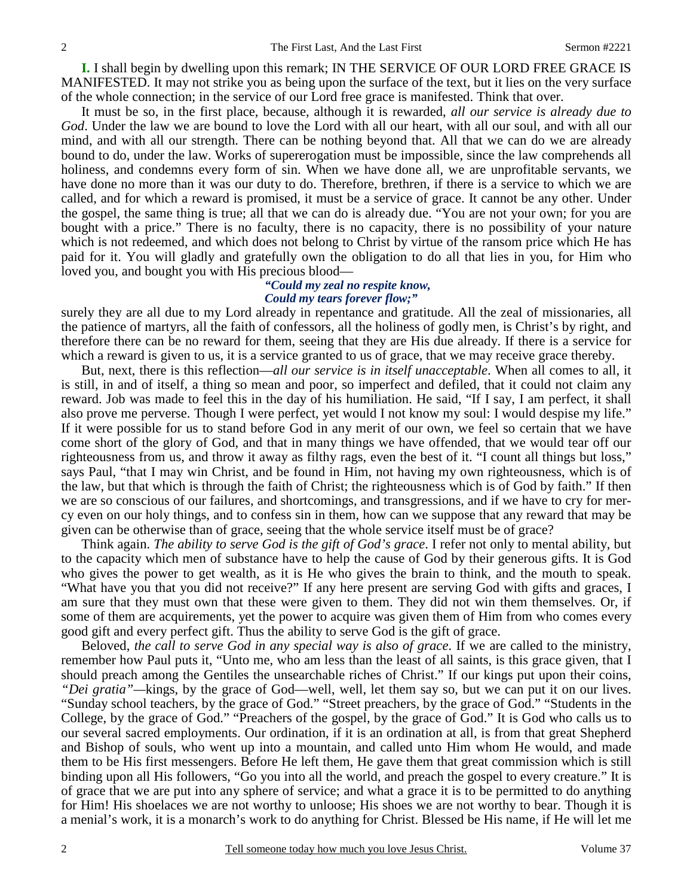**I.** I shall begin by dwelling upon this remark; IN THE SERVICE OF OUR LORD FREE GRACE IS MANIFESTED. It may not strike you as being upon the surface of the text, but it lies on the very surface of the whole connection; in the service of our Lord free grace is manifested. Think that over.

It must be so, in the first place, because, although it is rewarded, *all our service is already due to God*. Under the law we are bound to love the Lord with all our heart, with all our soul, and with all our mind, and with all our strength. There can be nothing beyond that. All that we can do we are already bound to do, under the law. Works of supererogation must be impossible, since the law comprehends all holiness, and condemns every form of sin. When we have done all, we are unprofitable servants, we have done no more than it was our duty to do. Therefore, brethren, if there is a service to which we are called, and for which a reward is promised, it must be a service of grace. It cannot be any other. Under the gospel, the same thing is true; all that we can do is already due. "You are not your own; for you are bought with a price." There is no faculty, there is no capacity, there is no possibility of your nature which is not redeemed, and which does not belong to Christ by virtue of the ransom price which He has paid for it. You will gladly and gratefully own the obligation to do all that lies in you, for Him who loved you, and bought you with His precious blood—

> ***"Could my zeal no respite know,***
> ***Could my tears forever flow;"***

surely they are all due to my Lord already in repentance and gratitude. All the zeal of missionaries, all the patience of martyrs, all the faith of confessors, all the holiness of godly men, is Christ's by right, and therefore there can be no reward for them, seeing that they are His due already. If there is a service for which a reward is given to us, it is a service granted to us of grace, that we may receive grace thereby.

But, next, there is this reflection—*all our service is in itself unacceptable*. When all comes to all, it is still, in and of itself, a thing so mean and poor, so imperfect and defiled, that it could not claim any reward. Job was made to feel this in the day of his humiliation. He said, "If I say, I am perfect, it shall also prove me perverse. Though I were perfect, yet would I not know my soul: I would despise my life." If it were possible for us to stand before God in any merit of our own, we feel so certain that we have come short of the glory of God, and that in many things we have offended, that we would tear off our righteousness from us, and throw it away as filthy rags, even the best of it. "I count all things but loss," says Paul, "that I may win Christ, and be found in Him, not having my own righteousness, which is of the law, but that which is through the faith of Christ; the righteousness which is of God by faith." If then we are so conscious of our failures, and shortcomings, and transgressions, and if we have to cry for mercy even on our holy things, and to confess sin in them, how can we suppose that any reward that may be given can be otherwise than of grace, seeing that the whole service itself must be of grace?

Think again. *The ability to serve God is the gift of God's grace*. I refer not only to mental ability, but to the capacity which men of substance have to help the cause of God by their generous gifts. It is God who gives the power to get wealth, as it is He who gives the brain to think, and the mouth to speak. "What have you that you did not receive?" If any here present are serving God with gifts and graces, I am sure that they must own that these were given to them. They did not win them themselves. Or, if some of them are acquirements, yet the power to acquire was given them of Him from who comes every good gift and every perfect gift. Thus the ability to serve God is the gift of grace.

Beloved, *the call to serve God in any special way is also of grace*. If we are called to the ministry, remember how Paul puts it, "Unto me, who am less than the least of all saints, is this grace given, that I should preach among the Gentiles the unsearchable riches of Christ." If our kings put upon their coins, *"Dei gratia"*—kings, by the grace of God—well, well, let them say so, but we can put it on our lives. "Sunday school teachers, by the grace of God." "Street preachers, by the grace of God." "Students in the College, by the grace of God." "Preachers of the gospel, by the grace of God." It is God who calls us to our several sacred employments. Our ordination, if it is an ordination at all, is from that great Shepherd and Bishop of souls, who went up into a mountain, and called unto Him whom He would, and made them to be His first messengers. Before He left them, He gave them that great commission which is still binding upon all His followers, "Go you into all the world, and preach the gospel to every creature." It is of grace that we are put into any sphere of service; and what a grace it is to be permitted to do anything for Him! His shoelaces we are not worthy to unloose; His shoes we are not worthy to bear. Though it is a menial's work, it is a monarch's work to do anything for Christ. Blessed be His name, if He will let me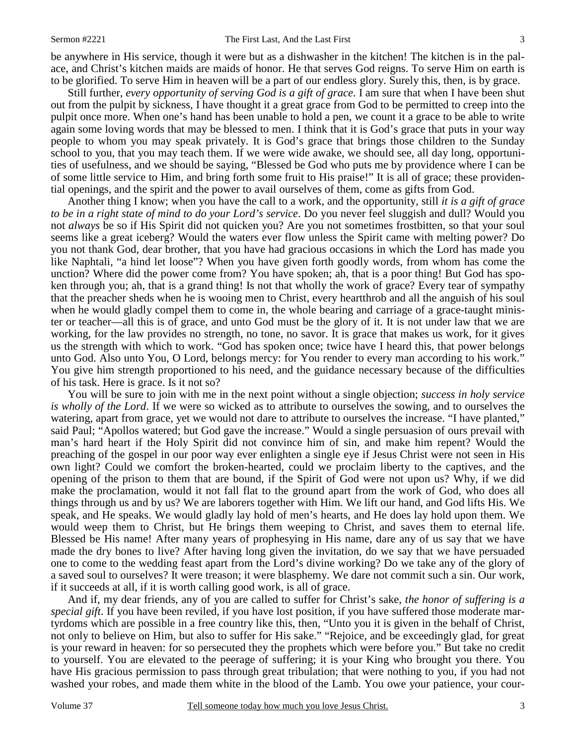be anywhere in His service, though it were but as a dishwasher in the kitchen! The kitchen is in the palace, and Christ's kitchen maids are maids of honor. He that serves God reigns. To serve Him on earth is to be glorified. To serve Him in heaven will be a part of our endless glory. Surely this, then, is by grace.

Still further, *every opportunity of serving God is a gift of grace*. I am sure that when I have been shut out from the pulpit by sickness, I have thought it a great grace from God to be permitted to creep into the pulpit once more. When one's hand has been unable to hold a pen, we count it a grace to be able to write again some loving words that may be blessed to men. I think that it is God's grace that puts in your way people to whom you may speak privately. It is God's grace that brings those children to the Sunday school to you, that you may teach them. If we were wide awake, we should see, all day long, opportunities of usefulness, and we should be saying, "Blessed be God who puts me by providence where I can be of some little service to Him, and bring forth some fruit to His praise!" It is all of grace; these providential openings, and the spirit and the power to avail ourselves of them, come as gifts from God.

Another thing I know; when you have the call to a work, and the opportunity, still *it is a gift of grace to be in a right state of mind to do your Lord's service*. Do you never feel sluggish and dull? Would you not *always* be so if His Spirit did not quicken you? Are you not sometimes frostbitten, so that your soul seems like a great iceberg? Would the waters ever flow unless the Spirit came with melting power? Do you not thank God, dear brother, that you have had gracious occasions in which the Lord has made you like Naphtali, "a hind let loose"? When you have given forth goodly words, from whom has come the unction? Where did the power come from? You have spoken; ah, that is a poor thing! But God has spoken through you; ah, that is a grand thing! Is not that wholly the work of grace? Every tear of sympathy that the preacher sheds when he is wooing men to Christ, every heartthrob and all the anguish of his soul when he would gladly compel them to come in, the whole bearing and carriage of a grace-taught minister or teacher—all this is of grace, and unto God must be the glory of it. It is not under law that we are working, for the law provides no strength, no tone, no savor. It is grace that makes us work, for it gives us the strength with which to work. "God has spoken once; twice have I heard this, that power belongs unto God. Also unto You, O Lord, belongs mercy: for You render to every man according to his work." You give him strength proportioned to his need, and the guidance necessary because of the difficulties of his task. Here is grace. Is it not so?

You will be sure to join with me in the next point without a single objection; *success in holy service is wholly of the Lord*. If we were so wicked as to attribute to ourselves the sowing, and to ourselves the watering, apart from grace, yet we would not dare to attribute to ourselves the increase. "I have planted," said Paul; "Apollos watered; but God gave the increase." Would a single persuasion of ours prevail with man's hard heart if the Holy Spirit did not convince him of sin, and make him repent? Would the preaching of the gospel in our poor way ever enlighten a single eye if Jesus Christ were not seen in His own light? Could we comfort the broken-hearted, could we proclaim liberty to the captives, and the opening of the prison to them that are bound, if the Spirit of God were not upon us? Why, if we did make the proclamation, would it not fall flat to the ground apart from the work of God, who does all things through us and by us? We are laborers together with Him. We lift our hand, and God lifts His. We speak, and He speaks. We would gladly lay hold of men's hearts, and He does lay hold upon them. We would weep them to Christ, but He brings them weeping to Christ, and saves them to eternal life. Blessed be His name! After many years of prophesying in His name, dare any of us say that we have made the dry bones to live? After having long given the invitation, do we say that we have persuaded one to come to the wedding feast apart from the Lord's divine working? Do we take any of the glory of a saved soul to ourselves? It were treason; it were blasphemy. We dare not commit such a sin. Our work, if it succeeds at all, if it is worth calling good work, is all of grace.

And if, my dear friends, any of you are called to suffer for Christ's sake, *the honor of suffering is a special gift*. If you have been reviled, if you have lost position, if you have suffered those moderate martyrdoms which are possible in a free country like this, then, "Unto you it is given in the behalf of Christ, not only to believe on Him, but also to suffer for His sake." "Rejoice, and be exceedingly glad, for great is your reward in heaven: for so persecuted they the prophets which were before you." But take no credit to yourself. You are elevated to the peerage of suffering; it is your King who brought you there. You have His gracious permission to pass through great tribulation; that were nothing to you, if you had not washed your robes, and made them white in the blood of the Lamb. You owe your patience, your cour-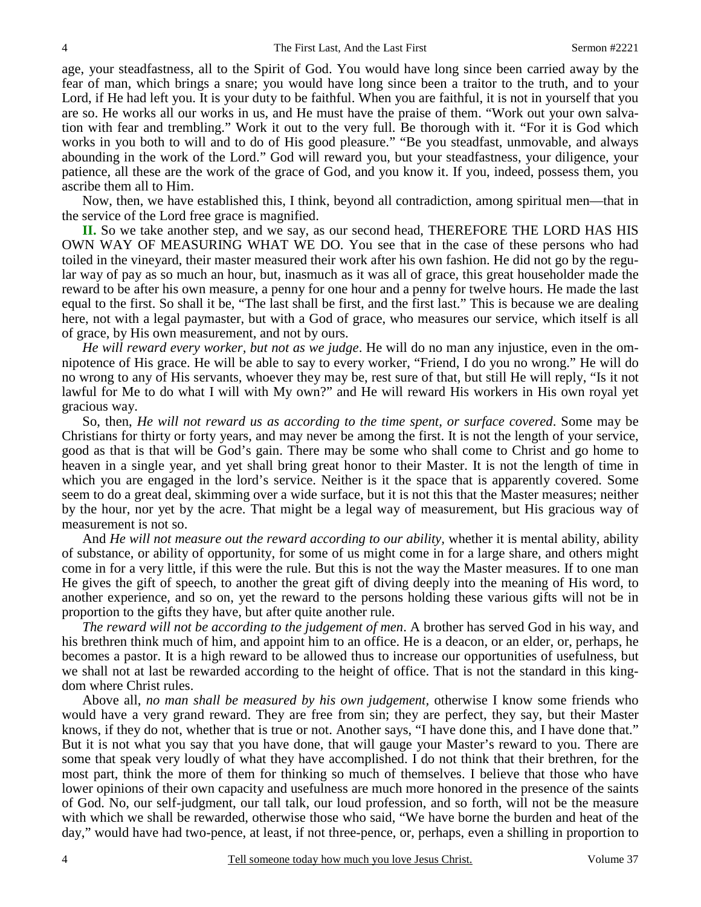age, your steadfastness, all to the Spirit of God. You would have long since been carried away by the fear of man, which brings a snare; you would have long since been a traitor to the truth, and to your Lord, if He had left you. It is your duty to be faithful. When you are faithful, it is not in yourself that you are so. He works all our works in us, and He must have the praise of them. "Work out your own salvation with fear and trembling." Work it out to the very full. Be thorough with it. "For it is God which works in you both to will and to do of His good pleasure." "Be you steadfast, unmovable, and always abounding in the work of the Lord." God will reward you, but your steadfastness, your diligence, your patience, all these are the work of the grace of God, and you know it. If you, indeed, possess them, you ascribe them all to Him.

Now, then, we have established this, I think, beyond all contradiction, among spiritual men—that in the service of the Lord free grace is magnified.

**II.** So we take another step, and we say, as our second head, THEREFORE THE LORD HAS HIS OWN WAY OF MEASURING WHAT WE DO. You see that in the case of these persons who had toiled in the vineyard, their master measured their work after his own fashion. He did not go by the regular way of pay as so much an hour, but, inasmuch as it was all of grace, this great householder made the reward to be after his own measure, a penny for one hour and a penny for twelve hours. He made the last equal to the first. So shall it be, "The last shall be first, and the first last." This is because we are dealing here, not with a legal paymaster, but with a God of grace, who measures our service, which itself is all of grace, by His own measurement, and not by ours.

*He will reward every worker, but not as we judge*. He will do no man any injustice, even in the omnipotence of His grace. He will be able to say to every worker, "Friend, I do you no wrong." He will do no wrong to any of His servants, whoever they may be, rest sure of that, but still He will reply, "Is it not lawful for Me to do what I will with My own?" and He will reward His workers in His own royal yet gracious way.

So, then, *He will not reward us as according to the time spent, or surface covered*. Some may be Christians for thirty or forty years, and may never be among the first. It is not the length of your service, good as that is that will be God's gain. There may be some who shall come to Christ and go home to heaven in a single year, and yet shall bring great honor to their Master. It is not the length of time in which you are engaged in the lord's service. Neither is it the space that is apparently covered. Some seem to do a great deal, skimming over a wide surface, but it is not this that the Master measures; neither by the hour, nor yet by the acre. That might be a legal way of measurement, but His gracious way of measurement is not so.

And *He will not measure out the reward according to our ability,* whether it is mental ability, ability of substance, or ability of opportunity, for some of us might come in for a large share, and others might come in for a very little, if this were the rule. But this is not the way the Master measures. If to one man He gives the gift of speech, to another the great gift of diving deeply into the meaning of His word, to another experience, and so on, yet the reward to the persons holding these various gifts will not be in proportion to the gifts they have, but after quite another rule.

*The reward will not be according to the judgement of men*. A brother has served God in his way, and his brethren think much of him, and appoint him to an office. He is a deacon, or an elder, or, perhaps, he becomes a pastor. It is a high reward to be allowed thus to increase our opportunities of usefulness, but we shall not at last be rewarded according to the height of office. That is not the standard in this kingdom where Christ rules.

Above all, *no man shall be measured by his own judgement,* otherwise I know some friends who would have a very grand reward. They are free from sin; they are perfect, they say, but their Master knows, if they do not, whether that is true or not. Another says, "I have done this, and I have done that." But it is not what you say that you have done, that will gauge your Master's reward to you. There are some that speak very loudly of what they have accomplished. I do not think that their brethren, for the most part, think the more of them for thinking so much of themselves. I believe that those who have lower opinions of their own capacity and usefulness are much more honored in the presence of the saints of God. No, our self-judgment, our tall talk, our loud profession, and so forth, will not be the measure with which we shall be rewarded, otherwise those who said, "We have borne the burden and heat of the day," would have had two-pence, at least, if not three-pence, or, perhaps, even a shilling in proportion to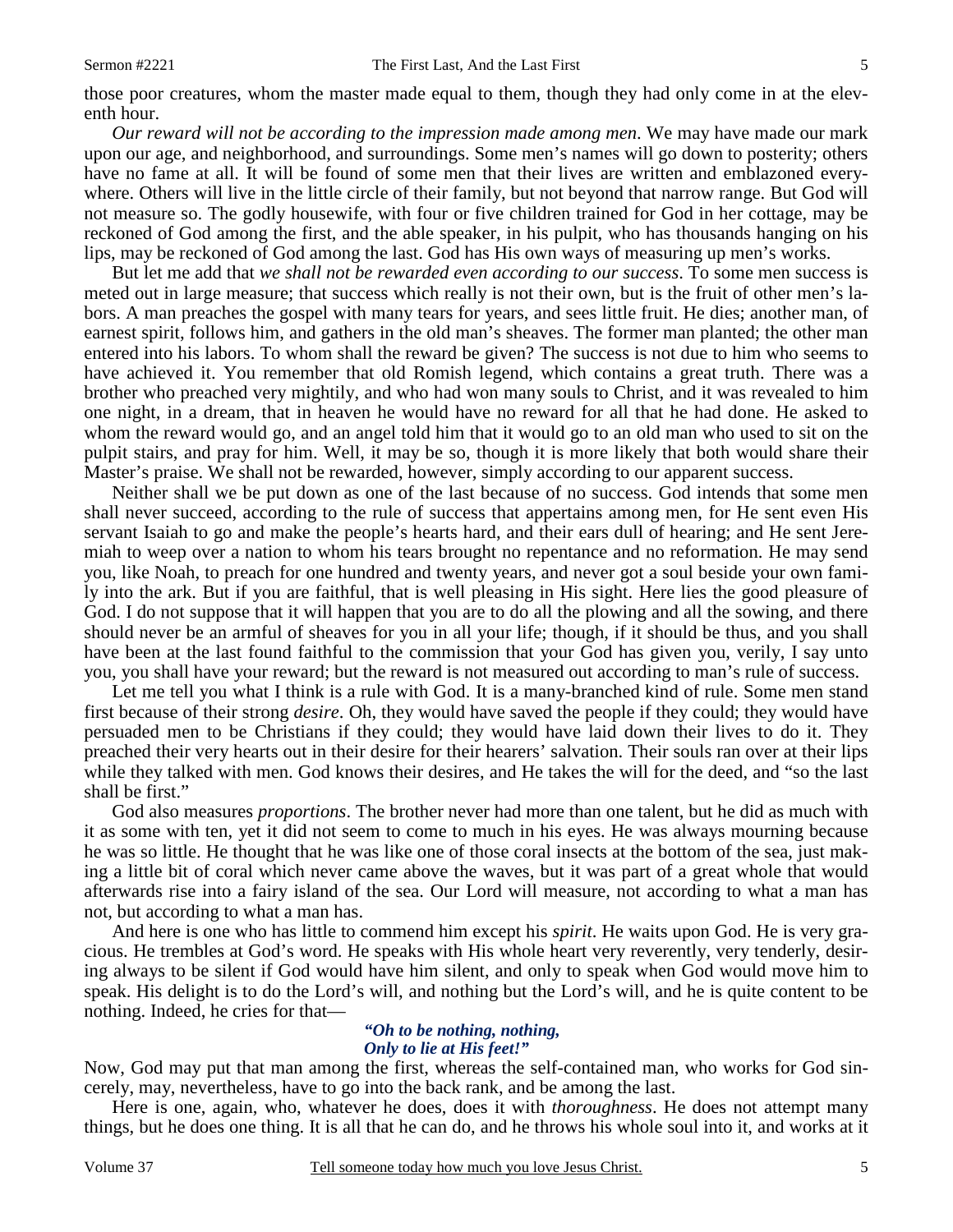those poor creatures, whom the master made equal to them, though they had only come in at the eleventh hour.

*Our reward will not be according to the impression made among men*. We may have made our mark upon our age, and neighborhood, and surroundings. Some men's names will go down to posterity; others have no fame at all. It will be found of some men that their lives are written and emblazoned everywhere. Others will live in the little circle of their family, but not beyond that narrow range. But God will not measure so. The godly housewife, with four or five children trained for God in her cottage, may be reckoned of God among the first, and the able speaker, in his pulpit, who has thousands hanging on his lips, may be reckoned of God among the last. God has His own ways of measuring up men's works.

But let me add that *we shall not be rewarded even according to our success*. To some men success is meted out in large measure; that success which really is not their own, but is the fruit of other men's labors. A man preaches the gospel with many tears for years, and sees little fruit. He dies; another man, of earnest spirit, follows him, and gathers in the old man's sheaves. The former man planted; the other man entered into his labors. To whom shall the reward be given? The success is not due to him who seems to have achieved it. You remember that old Romish legend, which contains a great truth. There was a brother who preached very mightily, and who had won many souls to Christ, and it was revealed to him one night, in a dream, that in heaven he would have no reward for all that he had done. He asked to whom the reward would go, and an angel told him that it would go to an old man who used to sit on the pulpit stairs, and pray for him. Well, it may be so, though it is more likely that both would share their Master's praise. We shall not be rewarded, however, simply according to our apparent success.

Neither shall we be put down as one of the last because of no success. God intends that some men shall never succeed, according to the rule of success that appertains among men, for He sent even His servant Isaiah to go and make the people's hearts hard, and their ears dull of hearing; and He sent Jeremiah to weep over a nation to whom his tears brought no repentance and no reformation. He may send you, like Noah, to preach for one hundred and twenty years, and never got a soul beside your own family into the ark. But if you are faithful, that is well pleasing in His sight. Here lies the good pleasure of God. I do not suppose that it will happen that you are to do all the plowing and all the sowing, and there should never be an armful of sheaves for you in all your life; though, if it should be thus, and you shall have been at the last found faithful to the commission that your God has given you, verily, I say unto you, you shall have your reward; but the reward is not measured out according to man's rule of success.

Let me tell you what I think is a rule with God. It is a many-branched kind of rule. Some men stand first because of their strong *desire*. Oh, they would have saved the people if they could; they would have persuaded men to be Christians if they could; they would have laid down their lives to do it. They preached their very hearts out in their desire for their hearers' salvation. Their souls ran over at their lips while they talked with men. God knows their desires, and He takes the will for the deed, and "so the last shall be first."

God also measures *proportions*. The brother never had more than one talent, but he did as much with it as some with ten, yet it did not seem to come to much in his eyes. He was always mourning because he was so little. He thought that he was like one of those coral insects at the bottom of the sea, just making a little bit of coral which never came above the waves, but it was part of a great whole that would afterwards rise into a fairy island of the sea. Our Lord will measure, not according to what a man has not, but according to what a man has.

And here is one who has little to commend him except his *spirit*. He waits upon God. He is very gracious. He trembles at God's word. He speaks with His whole heart very reverently, very tenderly, desiring always to be silent if God would have him silent, and only to speak when God would move him to speak. His delight is to do the Lord's will, and nothing but the Lord's will, and he is quite content to be nothing. Indeed, he cries for that—

> ***"Oh to be nothing, nothing,***
> ***Only to lie at His feet!"***

Now, God may put that man among the first, whereas the self-contained man, who works for God sincerely, may, nevertheless, have to go into the back rank, and be among the last.

Here is one, again, who, whatever he does, does it with *thoroughness*. He does not attempt many things, but he does one thing. It is all that he can do, and he throws his whole soul into it, and works at it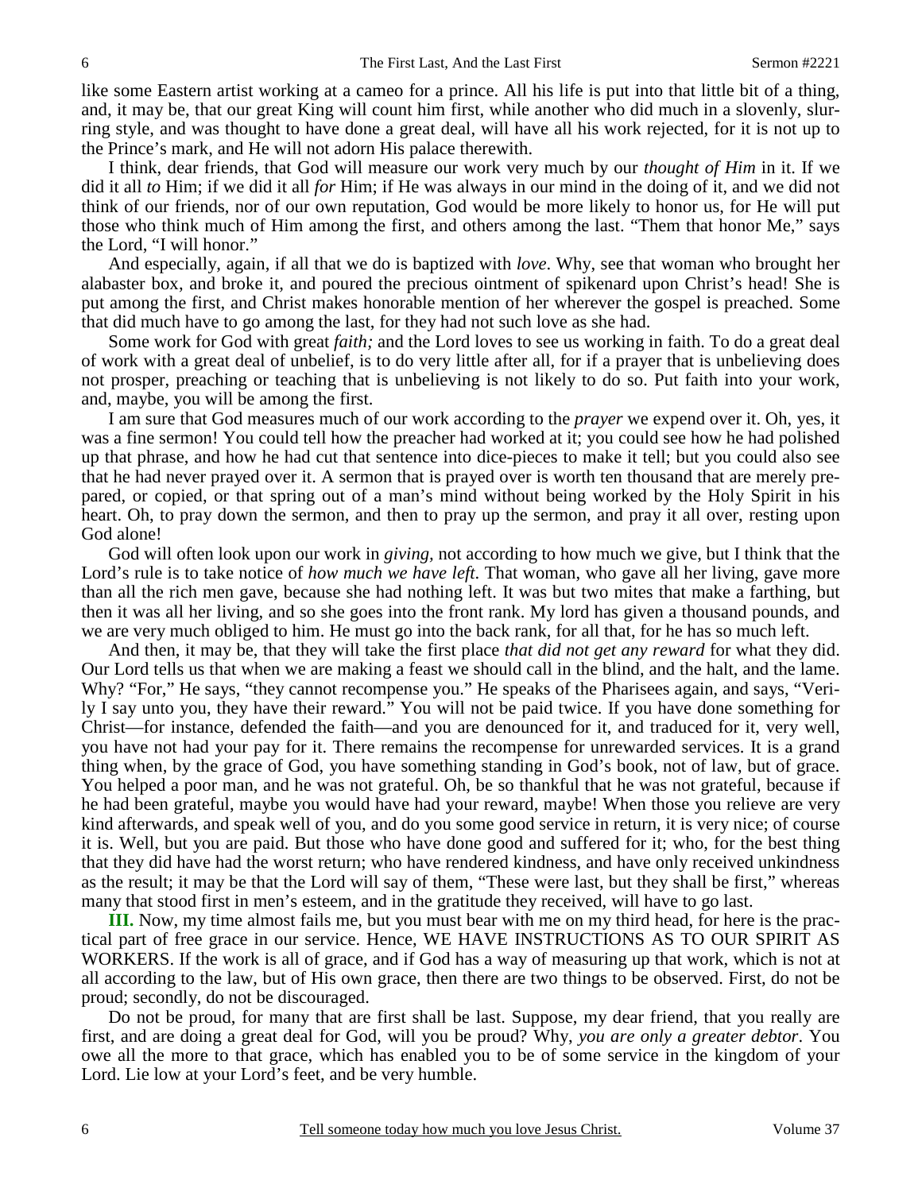like some Eastern artist working at a cameo for a prince. All his life is put into that little bit of a thing, and, it may be, that our great King will count him first, while another who did much in a slovenly, slurring style, and was thought to have done a great deal, will have all his work rejected, for it is not up to the Prince's mark, and He will not adorn His palace therewith.

I think, dear friends, that God will measure our work very much by our *thought of Him* in it. If we did it all *to* Him; if we did it all *for* Him; if He was always in our mind in the doing of it, and we did not think of our friends, nor of our own reputation, God would be more likely to honor us, for He will put those who think much of Him among the first, and others among the last. "Them that honor Me," says the Lord, "I will honor."

And especially, again, if all that we do is baptized with *love*. Why, see that woman who brought her alabaster box, and broke it, and poured the precious ointment of spikenard upon Christ's head! She is put among the first, and Christ makes honorable mention of her wherever the gospel is preached. Some that did much have to go among the last, for they had not such love as she had.

Some work for God with great *faith;* and the Lord loves to see us working in faith. To do a great deal of work with a great deal of unbelief, is to do very little after all, for if a prayer that is unbelieving does not prosper, preaching or teaching that is unbelieving is not likely to do so. Put faith into your work, and, maybe, you will be among the first.

I am sure that God measures much of our work according to the *prayer* we expend over it. Oh, yes, it was a fine sermon! You could tell how the preacher had worked at it; you could see how he had polished up that phrase, and how he had cut that sentence into dice-pieces to make it tell; but you could also see that he had never prayed over it. A sermon that is prayed over is worth ten thousand that are merely prepared, or copied, or that spring out of a man's mind without being worked by the Holy Spirit in his heart. Oh, to pray down the sermon, and then to pray up the sermon, and pray it all over, resting upon God alone!

God will often look upon our work in *giving,* not according to how much we give, but I think that the Lord's rule is to take notice of *how much we have left*. That woman, who gave all her living, gave more than all the rich men gave, because she had nothing left. It was but two mites that make a farthing, but then it was all her living, and so she goes into the front rank. My lord has given a thousand pounds, and we are very much obliged to him. He must go into the back rank, for all that, for he has so much left.

And then, it may be, that they will take the first place *that did not get any reward* for what they did. Our Lord tells us that when we are making a feast we should call in the blind, and the halt, and the lame. Why? "For," He says, "they cannot recompense you." He speaks of the Pharisees again, and says, "Verily I say unto you, they have their reward." You will not be paid twice. If you have done something for Christ—for instance, defended the faith—and you are denounced for it, and traduced for it, very well, you have not had your pay for it. There remains the recompense for unrewarded services. It is a grand thing when, by the grace of God, you have something standing in God's book, not of law, but of grace. You helped a poor man, and he was not grateful. Oh, be so thankful that he was not grateful, because if he had been grateful, maybe you would have had your reward, maybe! When those you relieve are very kind afterwards, and speak well of you, and do you some good service in return, it is very nice; of course it is. Well, but you are paid. But those who have done good and suffered for it; who, for the best thing that they did have had the worst return; who have rendered kindness, and have only received unkindness as the result; it may be that the Lord will say of them, "These were last, but they shall be first," whereas many that stood first in men's esteem, and in the gratitude they received, will have to go last.

**III.** Now, my time almost fails me, but you must bear with me on my third head, for here is the practical part of free grace in our service. Hence, WE HAVE INSTRUCTIONS AS TO OUR SPIRIT AS WORKERS. If the work is all of grace, and if God has a way of measuring up that work, which is not at all according to the law, but of His own grace, then there are two things to be observed. First, do not be proud; secondly, do not be discouraged.

Do not be proud, for many that are first shall be last. Suppose, my dear friend, that you really are first, and are doing a great deal for God, will you be proud? Why, *you are only a greater debtor*. You owe all the more to that grace, which has enabled you to be of some service in the kingdom of your Lord. Lie low at your Lord's feet, and be very humble.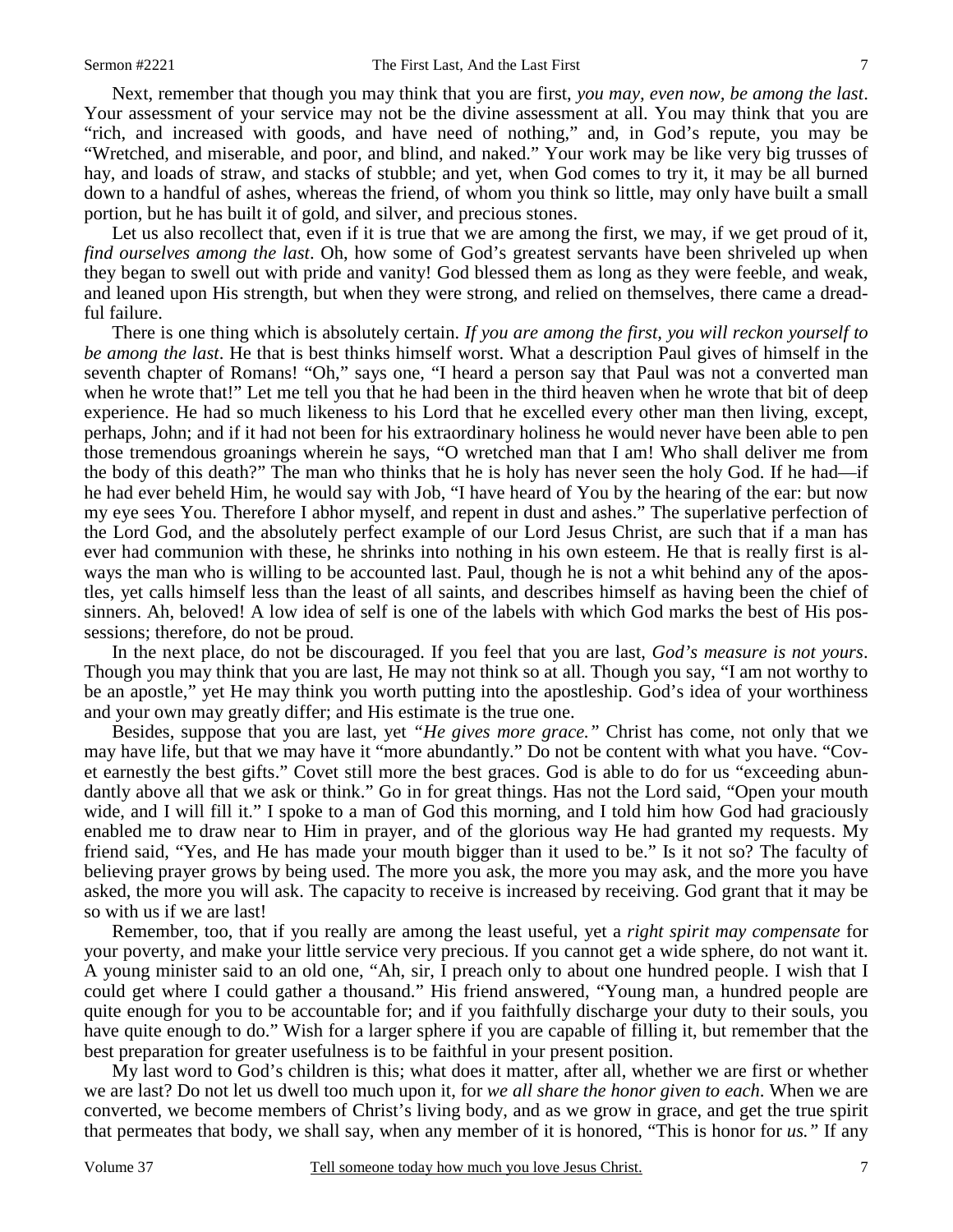Next, remember that though you may think that you are first, *you may, even now, be among the last*. Your assessment of your service may not be the divine assessment at all. You may think that you are "rich, and increased with goods, and have need of nothing," and, in God's repute, you may be "Wretched, and miserable, and poor, and blind, and naked." Your work may be like very big trusses of hay, and loads of straw, and stacks of stubble; and yet, when God comes to try it, it may be all burned down to a handful of ashes, whereas the friend, of whom you think so little, may only have built a small portion, but he has built it of gold, and silver, and precious stones.

Let us also recollect that, even if it is true that we are among the first, we may, if we get proud of it, *find ourselves among the last*. Oh, how some of God's greatest servants have been shriveled up when they began to swell out with pride and vanity! God blessed them as long as they were feeble, and weak, and leaned upon His strength, but when they were strong, and relied on themselves, there came a dreadful failure.

There is one thing which is absolutely certain. *If you are among the first, you will reckon yourself to be among the last*. He that is best thinks himself worst. What a description Paul gives of himself in the seventh chapter of Romans! "Oh," says one, "I heard a person say that Paul was not a converted man when he wrote that!" Let me tell you that he had been in the third heaven when he wrote that bit of deep experience. He had so much likeness to his Lord that he excelled every other man then living, except, perhaps, John; and if it had not been for his extraordinary holiness he would never have been able to pen those tremendous groanings wherein he says, "O wretched man that I am! Who shall deliver me from the body of this death?" The man who thinks that he is holy has never seen the holy God. If he had—if he had ever beheld Him, he would say with Job, "I have heard of You by the hearing of the ear: but now my eye sees You. Therefore I abhor myself, and repent in dust and ashes." The superlative perfection of the Lord God, and the absolutely perfect example of our Lord Jesus Christ, are such that if a man has ever had communion with these, he shrinks into nothing in his own esteem. He that is really first is always the man who is willing to be accounted last. Paul, though he is not a whit behind any of the apostles, yet calls himself less than the least of all saints, and describes himself as having been the chief of sinners. Ah, beloved! A low idea of self is one of the labels with which God marks the best of His possessions; therefore, do not be proud.

In the next place, do not be discouraged. If you feel that you are last, *God's measure is not yours*. Though you may think that you are last, He may not think so at all. Though you say, "I am not worthy to be an apostle," yet He may think you worth putting into the apostleship. God's idea of your worthiness and your own may greatly differ; and His estimate is the true one.

Besides, suppose that you are last, yet *"He gives more grace."* Christ has come, not only that we may have life, but that we may have it "more abundantly." Do not be content with what you have. "Covet earnestly the best gifts." Covet still more the best graces. God is able to do for us "exceeding abundantly above all that we ask or think." Go in for great things. Has not the Lord said, "Open your mouth wide, and I will fill it." I spoke to a man of God this morning, and I told him how God had graciously enabled me to draw near to Him in prayer, and of the glorious way He had granted my requests. My friend said, "Yes, and He has made your mouth bigger than it used to be." Is it not so? The faculty of believing prayer grows by being used. The more you ask, the more you may ask, and the more you have asked, the more you will ask. The capacity to receive is increased by receiving. God grant that it may be so with us if we are last!

Remember, too, that if you really are among the least useful, yet a *right spirit may compensate* for your poverty, and make your little service very precious. If you cannot get a wide sphere, do not want it. A young minister said to an old one, "Ah, sir, I preach only to about one hundred people. I wish that I could get where I could gather a thousand." His friend answered, "Young man, a hundred people are quite enough for you to be accountable for; and if you faithfully discharge your duty to their souls, you have quite enough to do." Wish for a larger sphere if you are capable of filling it, but remember that the best preparation for greater usefulness is to be faithful in your present position.

My last word to God's children is this; what does it matter, after all, whether we are first or whether we are last? Do not let us dwell too much upon it, for *we all share the honor given to each*. When we are converted, we become members of Christ's living body, and as we grow in grace, and get the true spirit that permeates that body, we shall say, when any member of it is honored, "This is honor for *us."* If any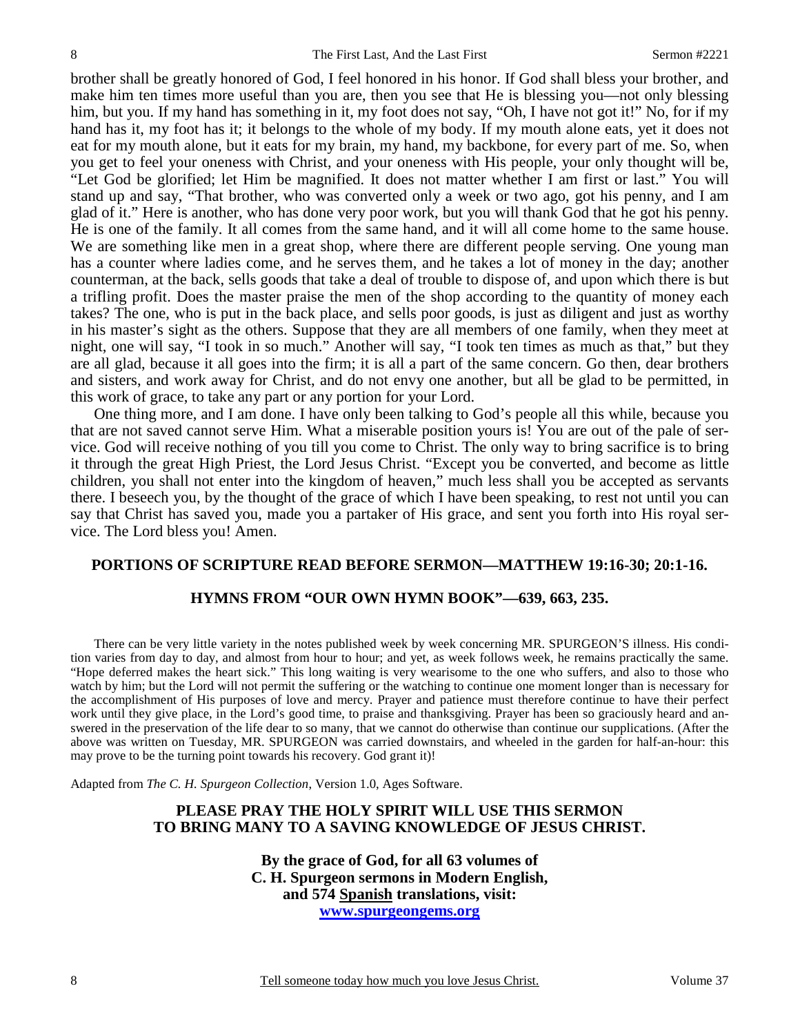brother shall be greatly honored of God, I feel honored in his honor. If God shall bless your brother, and make him ten times more useful than you are, then you see that He is blessing you—not only blessing him, but you. If my hand has something in it, my foot does not say, "Oh, I have not got it!" No, for if my hand has it, my foot has it; it belongs to the whole of my body. If my mouth alone eats, yet it does not eat for my mouth alone, but it eats for my brain, my hand, my backbone, for every part of me. So, when you get to feel your oneness with Christ, and your oneness with His people, your only thought will be, "Let God be glorified; let Him be magnified. It does not matter whether I am first or last." You will stand up and say, "That brother, who was converted only a week or two ago, got his penny, and I am glad of it." Here is another, who has done very poor work, but you will thank God that he got his penny. He is one of the family. It all comes from the same hand, and it will all come home to the same house. We are something like men in a great shop, where there are different people serving. One young man has a counter where ladies come, and he serves them, and he takes a lot of money in the day; another counterman, at the back, sells goods that take a deal of trouble to dispose of, and upon which there is but a trifling profit. Does the master praise the men of the shop according to the quantity of money each takes? The one, who is put in the back place, and sells poor goods, is just as diligent and just as worthy in his master's sight as the others. Suppose that they are all members of one family, when they meet at night, one will say, "I took in so much." Another will say, "I took ten times as much as that," but they are all glad, because it all goes into the firm; it is all a part of the same concern. Go then, dear brothers and sisters, and work away for Christ, and do not envy one another, but all be glad to be permitted, in this work of grace, to take any part or any portion for your Lord.

One thing more, and I am done. I have only been talking to God's people all this while, because you that are not saved cannot serve Him. What a miserable position yours is! You are out of the pale of service. God will receive nothing of you till you come to Christ. The only way to bring sacrifice is to bring it through the great High Priest, the Lord Jesus Christ. "Except you be converted, and become as little children, you shall not enter into the kingdom of heaven," much less shall you be accepted as servants there. I beseech you, by the thought of the grace of which I have been speaking, to rest not until you can say that Christ has saved you, made you a partaker of His grace, and sent you forth into His royal service. The Lord bless you! Amen.

**PORTIONS OF SCRIPTURE READ BEFORE SERMON—MATTHEW 19:16-30; 20:1-16.**

**HYMNS FROM "OUR OWN HYMN BOOK"—639, 663, 235.**

There can be very little variety in the notes published week by week concerning MR. SPURGEON'S illness. His condition varies from day to day, and almost from hour to hour; and yet, as week follows week, he remains practically the same. "Hope deferred makes the heart sick." This long waiting is very wearisome to the one who suffers, and also to those who watch by him; but the Lord will not permit the suffering or the watching to continue one moment longer than is necessary for the accomplishment of His purposes of love and mercy. Prayer and patience must therefore continue to have their perfect work until they give place, in the Lord's good time, to praise and thanksgiving. Prayer has been so graciously heard and answered in the preservation of the life dear to so many, that we cannot do otherwise than continue our supplications. (After the above was written on Tuesday, MR. SPURGEON was carried downstairs, and wheeled in the garden for half-an-hour: this may prove to be the turning point towards his recovery. God grant it)!

Adapted from *The C. H. Spurgeon Collection*, Version 1.0, Ages Software.

**PLEASE PRAY THE HOLY SPIRIT WILL USE THIS SERMON TO BRING MANY TO A SAVING KNOWLEDGE OF JESUS CHRIST.**

**By the grace of God, for all 63 volumes of C. H. Spurgeon sermons in Modern English, and 574 Spanish translations, visit: www.spurgeongems.org**

Tell someone today how much you love Jesus Christ.